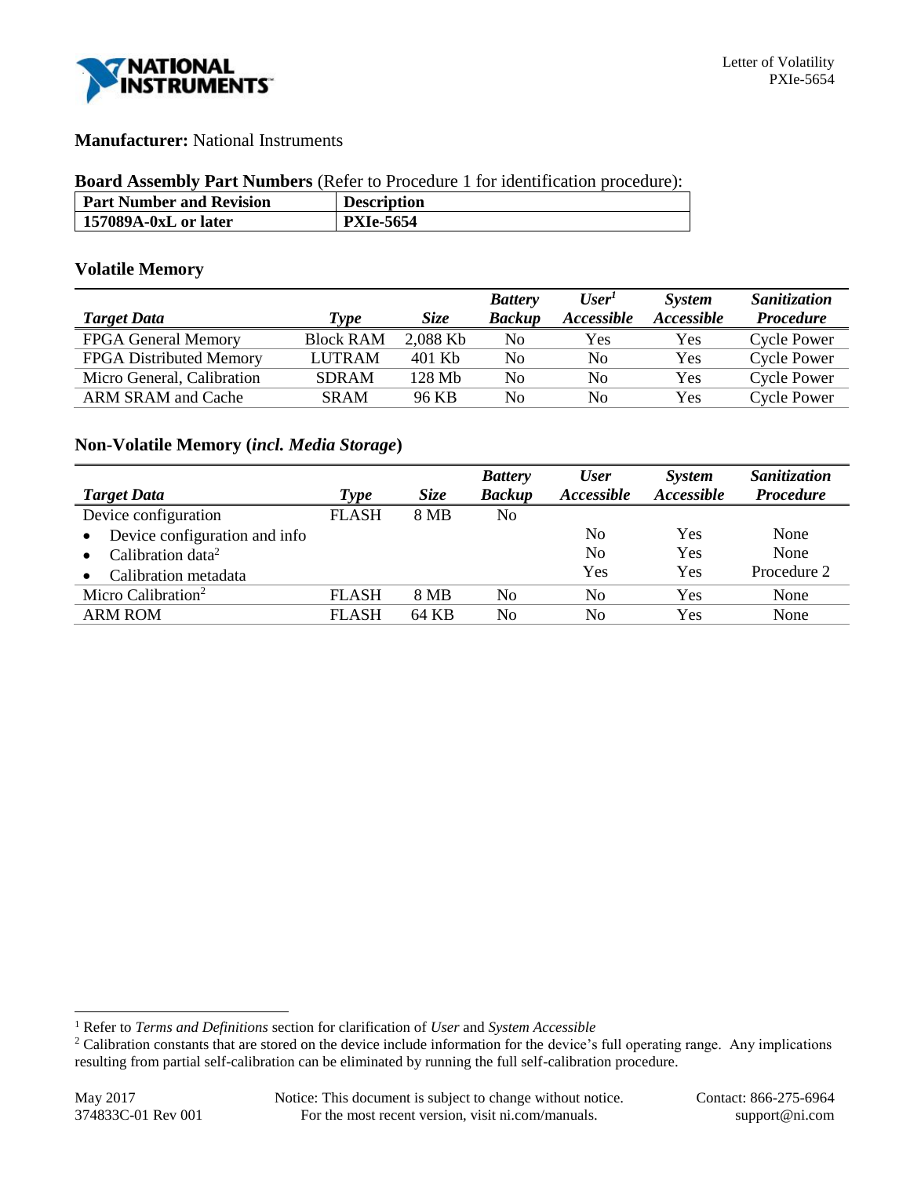**Manufacturer:** National Instruments

**Board Assembly Part Numbers** (Refer to Procedure 1 for identification procedure):

| Part Number and Revision | Description |
|---|---|
| **157089A-0xL or later** | **PXIe-5654** |

## Volatile Memory

| *Target Data* | *Type* | *Size* | *Battery Backup* | *User[1] Accessible* | *System Accessible* | *Sanitization Procedure* |
|---|---|---|---|---|---|---|
| FPGA General Memory | Block RAM | 2,088 Kb | No | Yes | Yes | Cycle Power |
| FPGA Distributed Memory | LUTRAM | 401 Kb | No | No | Yes | Cycle Power |
| Micro General, Calibration | SDRAM | 128 Mb | No | No | Yes | Cycle Power |
| ARM SRAM and Cache | SRAM | 96 KB | No | No | Yes | Cycle Power |

## Non-Volatile Memory (*incl. Media Storage*)

| *Target Data* | *Type* | *Size* | *Battery Backup* | *User Accessible* | *System Accessible* | *Sanitization Procedure* |
|---|---|---|---|---|---|---|
| Device configuration | FLASH | 8 MB | No | | | |
| • Device configuration and info | | | | No | Yes | None |
| • Calibration data[2] | | | | No | Yes | None |
| • Calibration metadata | | | | Yes | Yes | Procedure 2 |
| Micro Calibration[2] | FLASH | 8 MB | No | No | Yes | None |
| ARM ROM | FLASH | 64 KB | No | No | Yes | None |

[1] Refer to *Terms and Definitions* section for clarification of *User* and *System Accessible*

[2] Calibration constants that are stored on the device include information for the device's full operating range. Any implications resulting from partial self-calibration can be eliminated by running the full self-calibration procedure.

May 2017
374833C-01 Rev 001

Notice: This document is subject to change without notice. For the most recent version, visit ni.com/manuals.

Contact: 866-275-6964
support@ni.com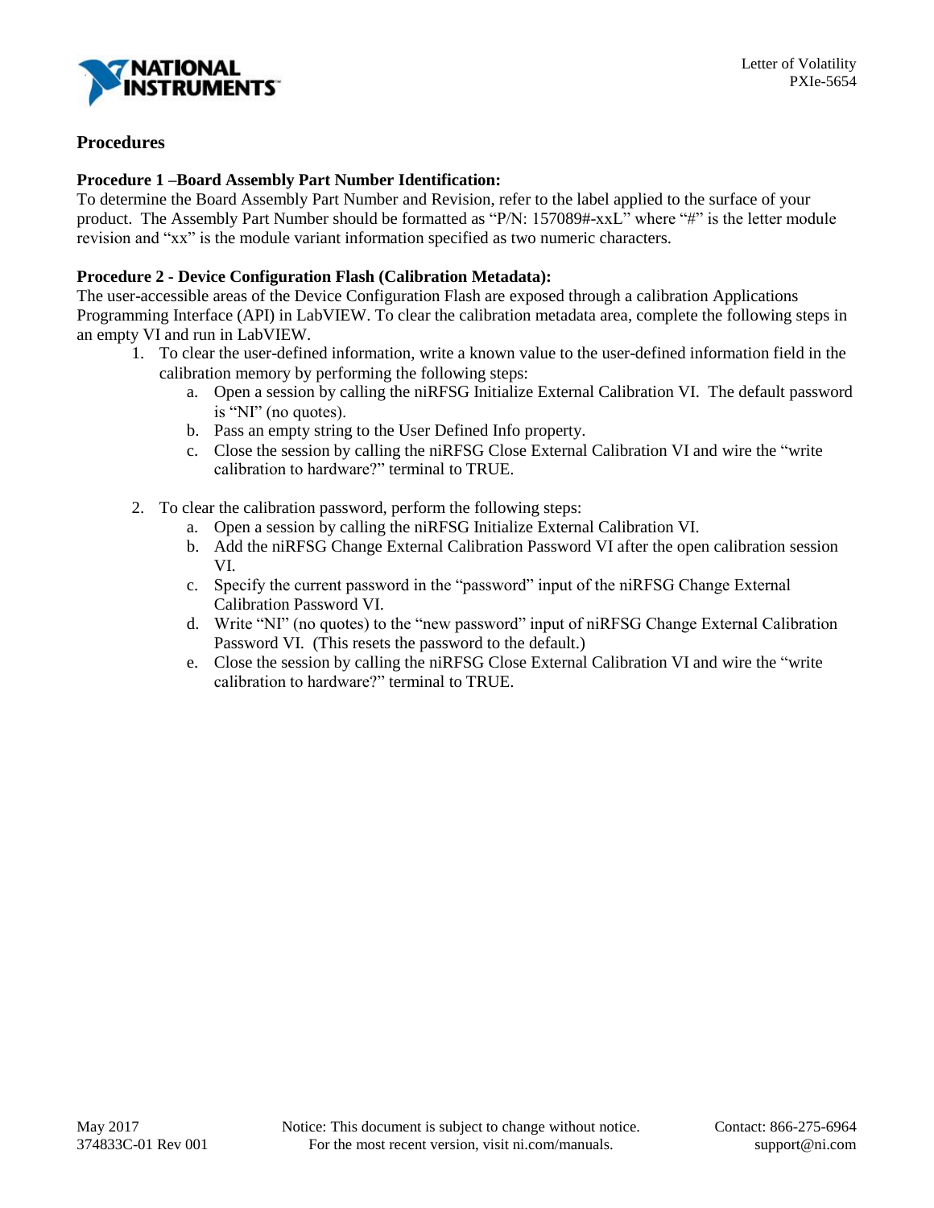## Procedures

**Procedure 1 –Board Assembly Part Number Identification:**

To determine the Board Assembly Part Number and Revision, refer to the label applied to the surface of your product. The Assembly Part Number should be formatted as "P/N: 157089#-xxL" where "#" is the letter module revision and "xx" is the module variant information specified as two numeric characters.

**Procedure 2 - Device Configuration Flash (Calibration Metadata):**

The user-accessible areas of the Device Configuration Flash are exposed through a calibration Applications Programming Interface (API) in LabVIEW. To clear the calibration metadata area, complete the following steps in an empty VI and run in LabVIEW.

1. To clear the user-defined information, write a known value to the user-defined information field in the calibration memory by performing the following steps:
   a. Open a session by calling the niRFSG Initialize External Calibration VI. The default password is "NI" (no quotes).
   b. Pass an empty string to the User Defined Info property.
   c. Close the session by calling the niRFSG Close External Calibration VI and wire the "write calibration to hardware?" terminal to TRUE.

2. To clear the calibration password, perform the following steps:
   a. Open a session by calling the niRFSG Initialize External Calibration VI.
   b. Add the niRFSG Change External Calibration Password VI after the open calibration session VI.
   c. Specify the current password in the "password" input of the niRFSG Change External Calibration Password VI.
   d. Write "NI" (no quotes) to the "new password" input of niRFSG Change External Calibration Password VI. (This resets the password to the default.)
   e. Close the session by calling the niRFSG Close External Calibration VI and wire the "write calibration to hardware?" terminal to TRUE.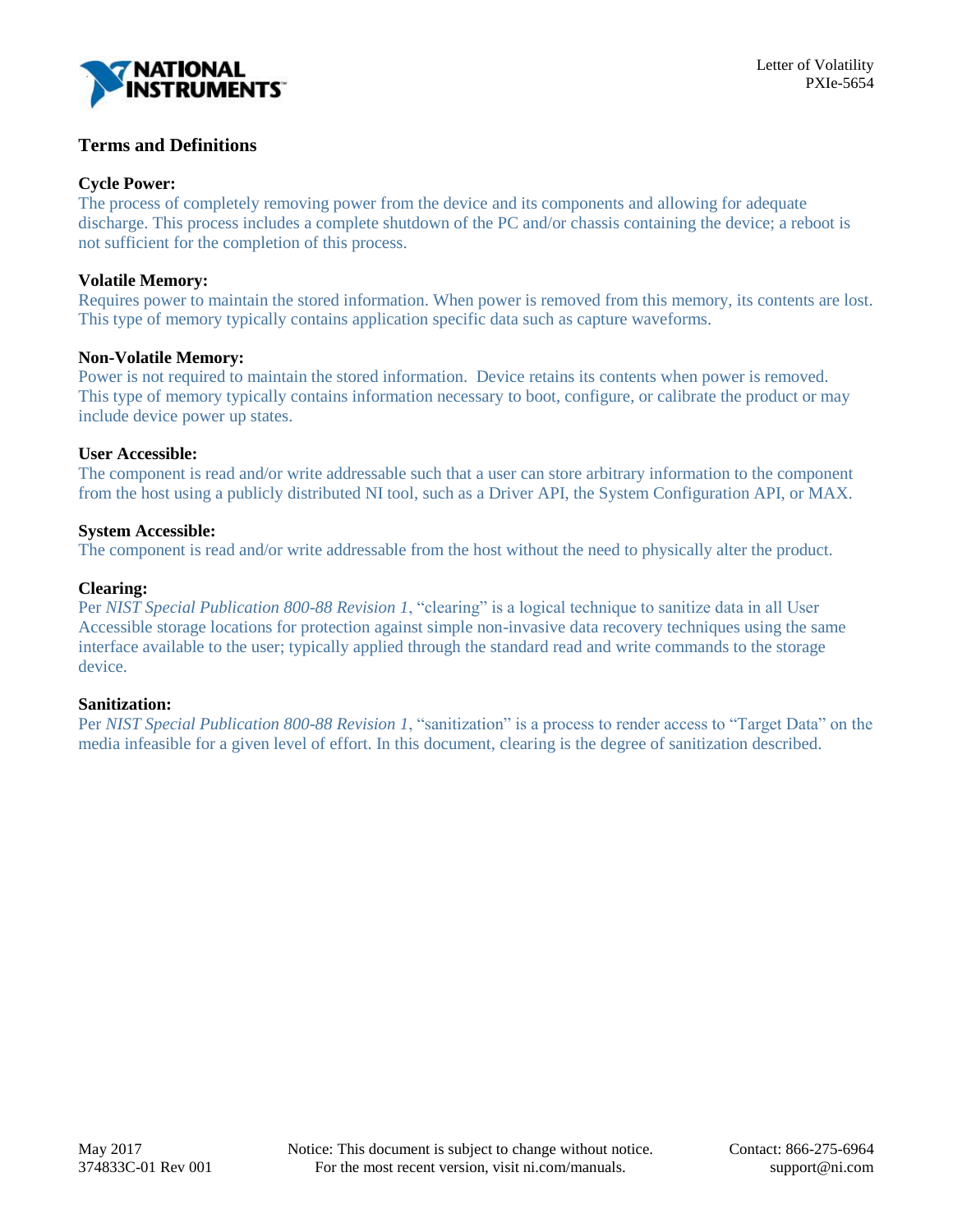## Terms and Definitions

**Cycle Power:**
The process of completely removing power from the device and its components and allowing for adequate discharge. This process includes a complete shutdown of the PC and/or chassis containing the device; a reboot is not sufficient for the completion of this process.

**Volatile Memory:**
Requires power to maintain the stored information. When power is removed from this memory, its contents are lost. This type of memory typically contains application specific data such as capture waveforms.

**Non-Volatile Memory:**
Power is not required to maintain the stored information. Device retains its contents when power is removed. This type of memory typically contains information necessary to boot, configure, or calibrate the product or may include device power up states.

**User Accessible:**
The component is read and/or write addressable such that a user can store arbitrary information to the component from the host using a publicly distributed NI tool, such as a Driver API, the System Configuration API, or MAX.

**System Accessible:**
The component is read and/or write addressable from the host without the need to physically alter the product.

**Clearing:**
Per *NIST Special Publication 800-88 Revision 1*, "clearing" is a logical technique to sanitize data in all User Accessible storage locations for protection against simple non-invasive data recovery techniques using the same interface available to the user; typically applied through the standard read and write commands to the storage device.

**Sanitization:**
Per *NIST Special Publication 800-88 Revision 1*, "sanitization" is a process to render access to "Target Data" on the media infeasible for a given level of effort. In this document, clearing is the degree of sanitization described.